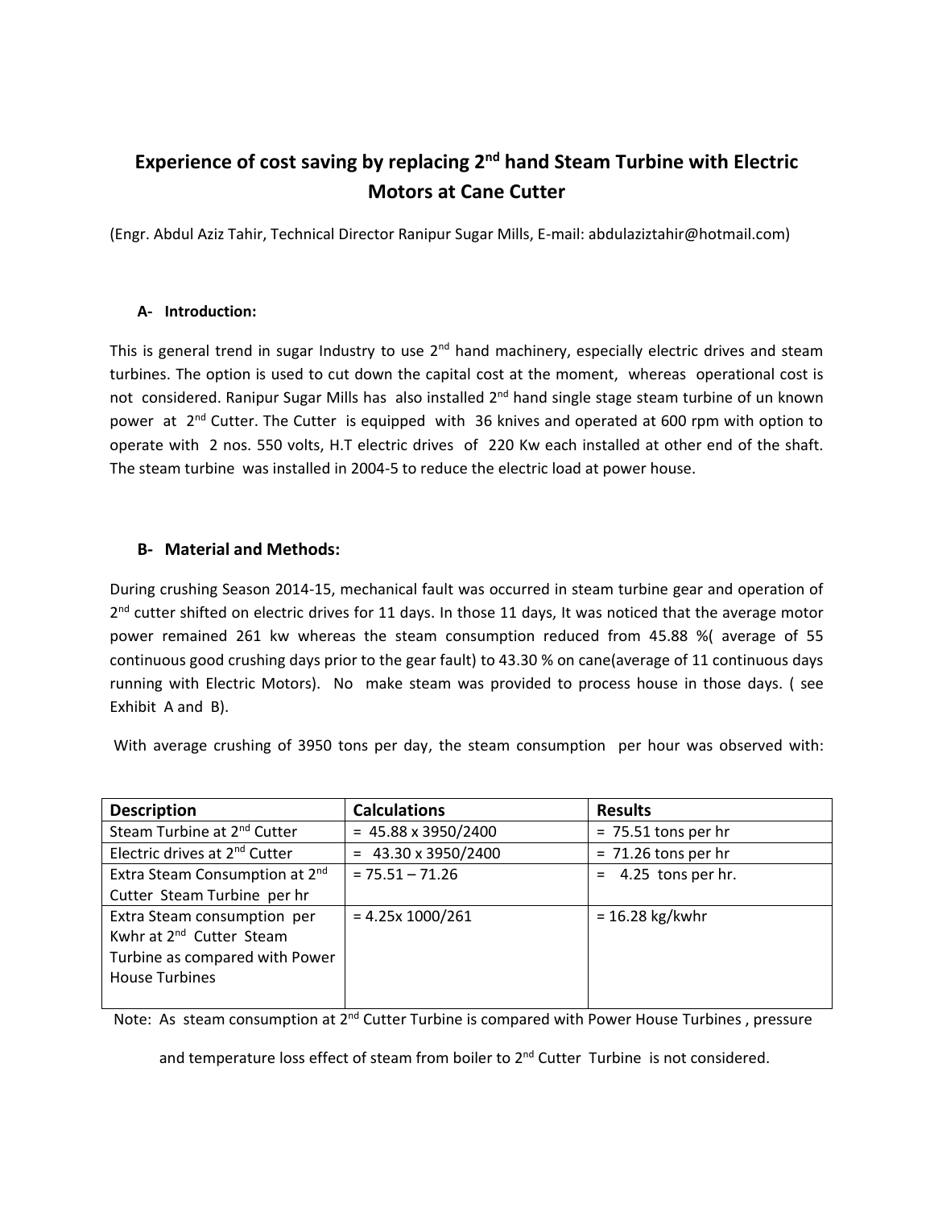# Experience of cost saving by replacing 2nd hand Steam Turbine with Electric Motors at Cane Cutter

(Engr. Abdul Aziz Tahir, Technical Director Ranipur Sugar Mills, E-mail: abdulaziztahir@hotmail.com)

## A- Introduction:

This is general trend in sugar Industry to use 2nd hand machinery, especially electric drives and steam turbines. The option is used to cut down the capital cost at the moment, whereas operational cost is not considered. Ranipur Sugar Mills has also installed 2nd hand single stage steam turbine of un known power at 2nd Cutter. The Cutter is equipped with 36 knives and operated at 600 rpm with option to operate with 2 nos. 550 volts, H.T electric drives of 220 Kw each installed at other end of the shaft. The steam turbine was installed in 2004-5 to reduce the electric load at power house.

## B- Material and Methods:

During crushing Season 2014-15, mechanical fault was occurred in steam turbine gear and operation of 2nd cutter shifted on electric drives for 11 days. In those 11 days, It was noticed that the average motor power remained 261 kw whereas the steam consumption reduced from 45.88 %( average of 55 continuous good crushing days prior to the gear fault) to 43.30 % on cane(average of 11 continuous days running with Electric Motors). No make steam was provided to process house in those days. ( see Exhibit A and B).

With average crushing of 3950 tons per day, the steam consumption per hour was observed with:

| Description | Calculations | Results |
|---|---|---|
| Steam Turbine at 2nd Cutter | = 45.88 x 3950/2400 | = 75.51 tons per hr |
| Electric drives at 2nd Cutter | = 43.30 x 3950/2400 | = 71.26 tons per hr |
| Extra Steam Consumption at 2nd Cutter Steam Turbine per hr | = 75.51 – 71.26 | = 4.25 tons per hr. |
| Extra Steam consumption per Kwhr at 2nd Cutter Steam Turbine as compared with Power House Turbines | = 4.25x 1000/261 | = 16.28 kg/kwhr |

Note: As steam consumption at 2nd Cutter Turbine is compared with Power House Turbines , pressure and temperature loss effect of steam from boiler to 2nd Cutter Turbine is not considered.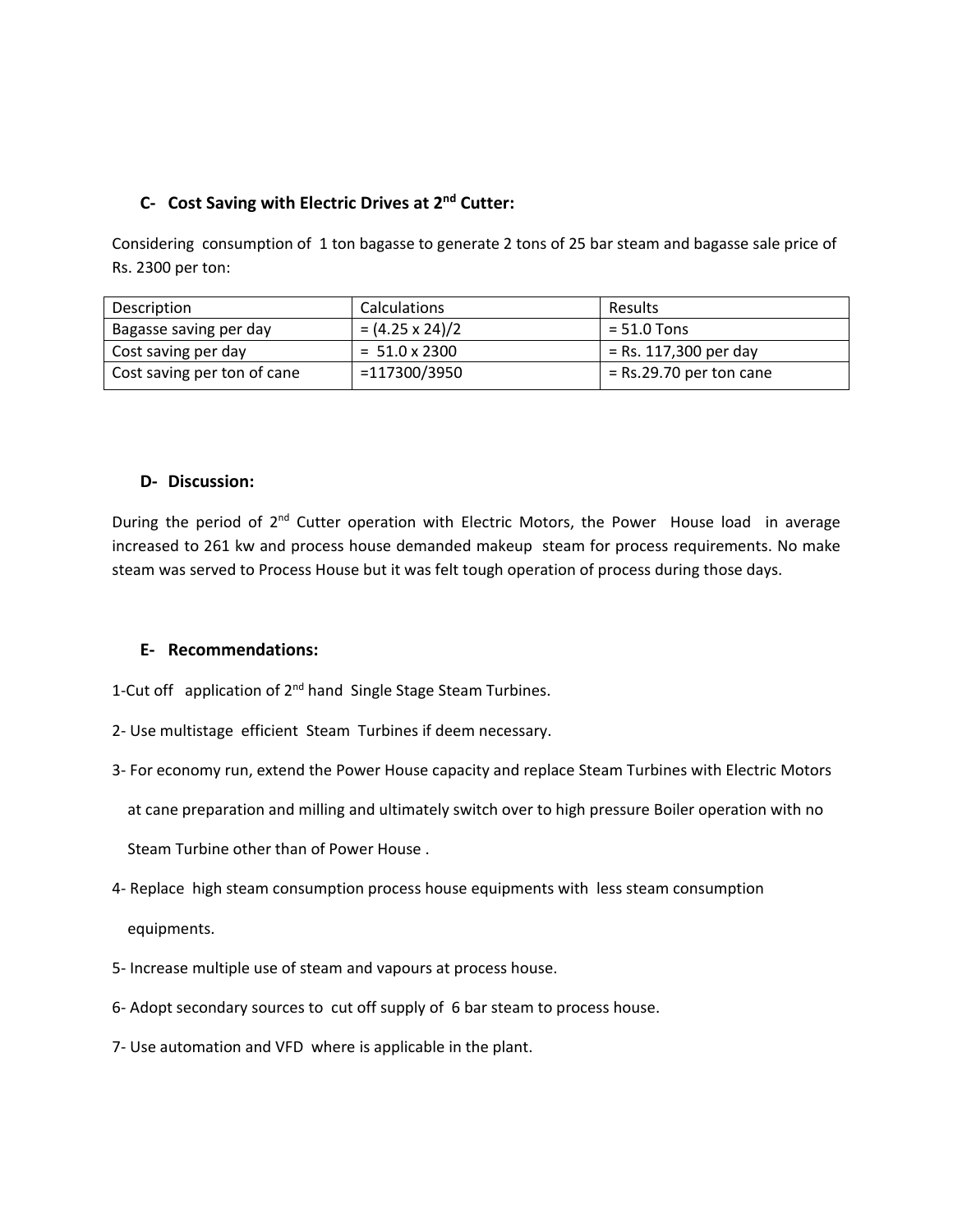## C- Cost Saving with Electric Drives at 2nd Cutter:

Considering consumption of 1 ton bagasse to generate 2 tons of 25 bar steam and bagasse sale price of Rs. 2300 per ton:

| Description | Calculations | Results |
|---|---|---|
| Bagasse saving per day | = (4.25 x 24)/2 | = 51.0 Tons |
| Cost saving per day | = 51.0 x 2300 | = Rs. 117,300 per day |
| Cost saving per ton of cane | =117300/3950 | = Rs.29.70 per ton cane |

## D- Discussion:

During the period of 2nd Cutter operation with Electric Motors, the Power House load in average increased to 261 kw and process house demanded makeup steam for process requirements. No make steam was served to Process House but it was felt tough operation of process during those days.

## E- Recommendations:

1-Cut off application of 2nd hand Single Stage Steam Turbines.

2- Use multistage efficient Steam Turbines if deem necessary.

3- For economy run, extend the Power House capacity and replace Steam Turbines with Electric Motors at cane preparation and milling and ultimately switch over to high pressure Boiler operation with no Steam Turbine other than of Power House .

4- Replace high steam consumption process house equipments with less steam consumption equipments.

5- Increase multiple use of steam and vapours at process house.

6- Adopt secondary sources to cut off supply of 6 bar steam to process house.

7- Use automation and VFD where is applicable in the plant.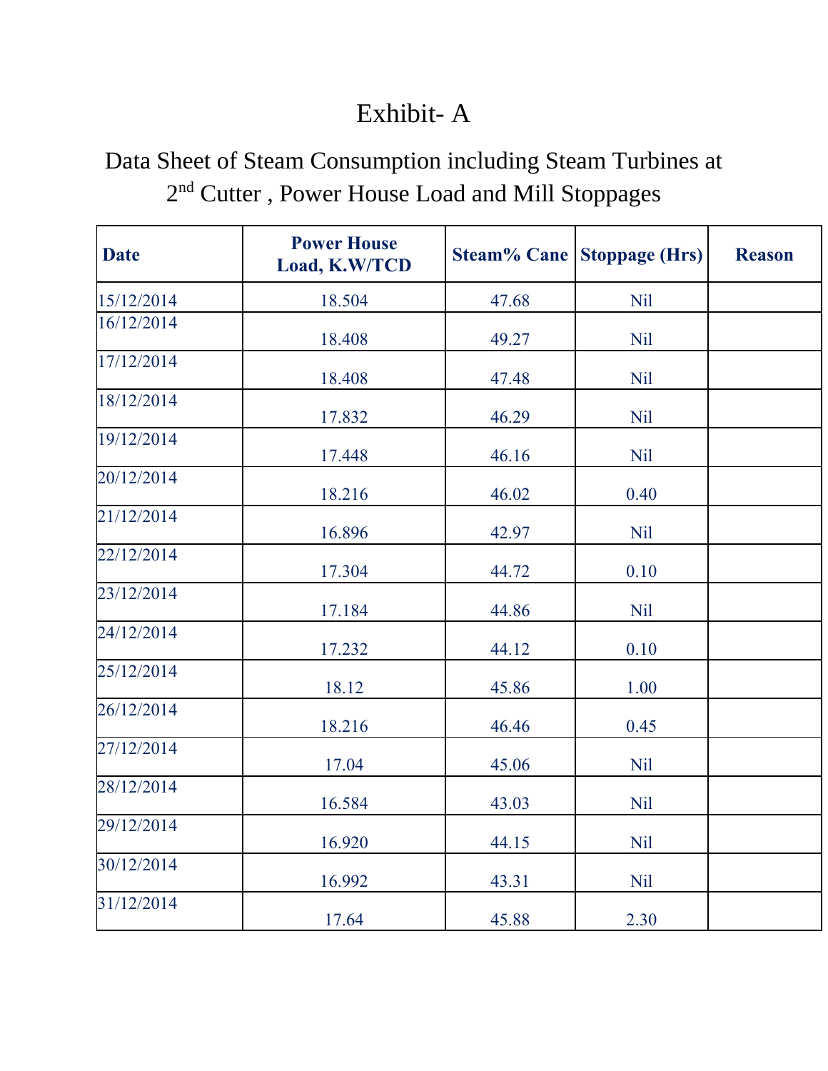# Exhibit- A

## Data Sheet of Steam Consumption including Steam Turbines at 2nd Cutter , Power House Load and Mill Stoppages

| Date | Power House Load, K.W/TCD | Steam% Cane | Stoppage (Hrs) | Reason |
|---|---|---|---|---|
| 15/12/2014 | 18.504 | 47.68 | Nil | |
| 16/12/2014 | 18.408 | 49.27 | Nil | |
| 17/12/2014 | 18.408 | 47.48 | Nil | |
| 18/12/2014 | 17.832 | 46.29 | Nil | |
| 19/12/2014 | 17.448 | 46.16 | Nil | |
| 20/12/2014 | 18.216 | 46.02 | 0.40 | |
| 21/12/2014 | 16.896 | 42.97 | Nil | |
| 22/12/2014 | 17.304 | 44.72 | 0.10 | |
| 23/12/2014 | 17.184 | 44.86 | Nil | |
| 24/12/2014 | 17.232 | 44.12 | 0.10 | |
| 25/12/2014 | 18.12 | 45.86 | 1.00 | |
| 26/12/2014 | 18.216 | 46.46 | 0.45 | |
| 27/12/2014 | 17.04 | 45.06 | Nil | |
| 28/12/2014 | 16.584 | 43.03 | Nil | |
| 29/12/2014 | 16.920 | 44.15 | Nil | |
| 30/12/2014 | 16.992 | 43.31 | Nil | |
| 31/12/2014 | 17.64 | 45.88 | 2.30 | |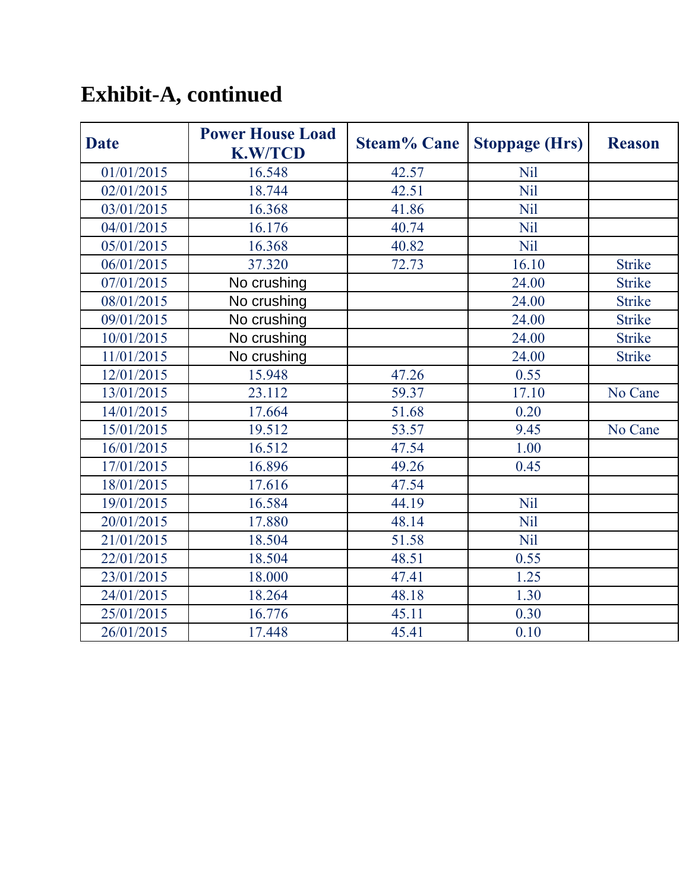## Exhibit-A, continued

| Date | Power House Load K.W/TCD | Steam% Cane | Stoppage (Hrs) | Reason |
|---|---|---|---|---|
| 01/01/2015 | 16.548 | 42.57 | Nil | |
| 02/01/2015 | 18.744 | 42.51 | Nil | |
| 03/01/2015 | 16.368 | 41.86 | Nil | |
| 04/01/2015 | 16.176 | 40.74 | Nil | |
| 05/01/2015 | 16.368 | 40.82 | Nil | |
| 06/01/2015 | 37.320 | 72.73 | 16.10 | Strike |
| 07/01/2015 | No crushing | | 24.00 | Strike |
| 08/01/2015 | No crushing | | 24.00 | Strike |
| 09/01/2015 | No crushing | | 24.00 | Strike |
| 10/01/2015 | No crushing | | 24.00 | Strike |
| 11/01/2015 | No crushing | | 24.00 | Strike |
| 12/01/2015 | 15.948 | 47.26 | 0.55 | |
| 13/01/2015 | 23.112 | 59.37 | 17.10 | No Cane |
| 14/01/2015 | 17.664 | 51.68 | 0.20 | |
| 15/01/2015 | 19.512 | 53.57 | 9.45 | No Cane |
| 16/01/2015 | 16.512 | 47.54 | 1.00 | |
| 17/01/2015 | 16.896 | 49.26 | 0.45 | |
| 18/01/2015 | 17.616 | 47.54 | | |
| 19/01/2015 | 16.584 | 44.19 | Nil | |
| 20/01/2015 | 17.880 | 48.14 | Nil | |
| 21/01/2015 | 18.504 | 51.58 | Nil | |
| 22/01/2015 | 18.504 | 48.51 | 0.55 | |
| 23/01/2015 | 18.000 | 47.41 | 1.25 | |
| 24/01/2015 | 18.264 | 48.18 | 1.30 | |
| 25/01/2015 | 16.776 | 45.11 | 0.30 | |
| 26/01/2015 | 17.448 | 45.41 | 0.10 | |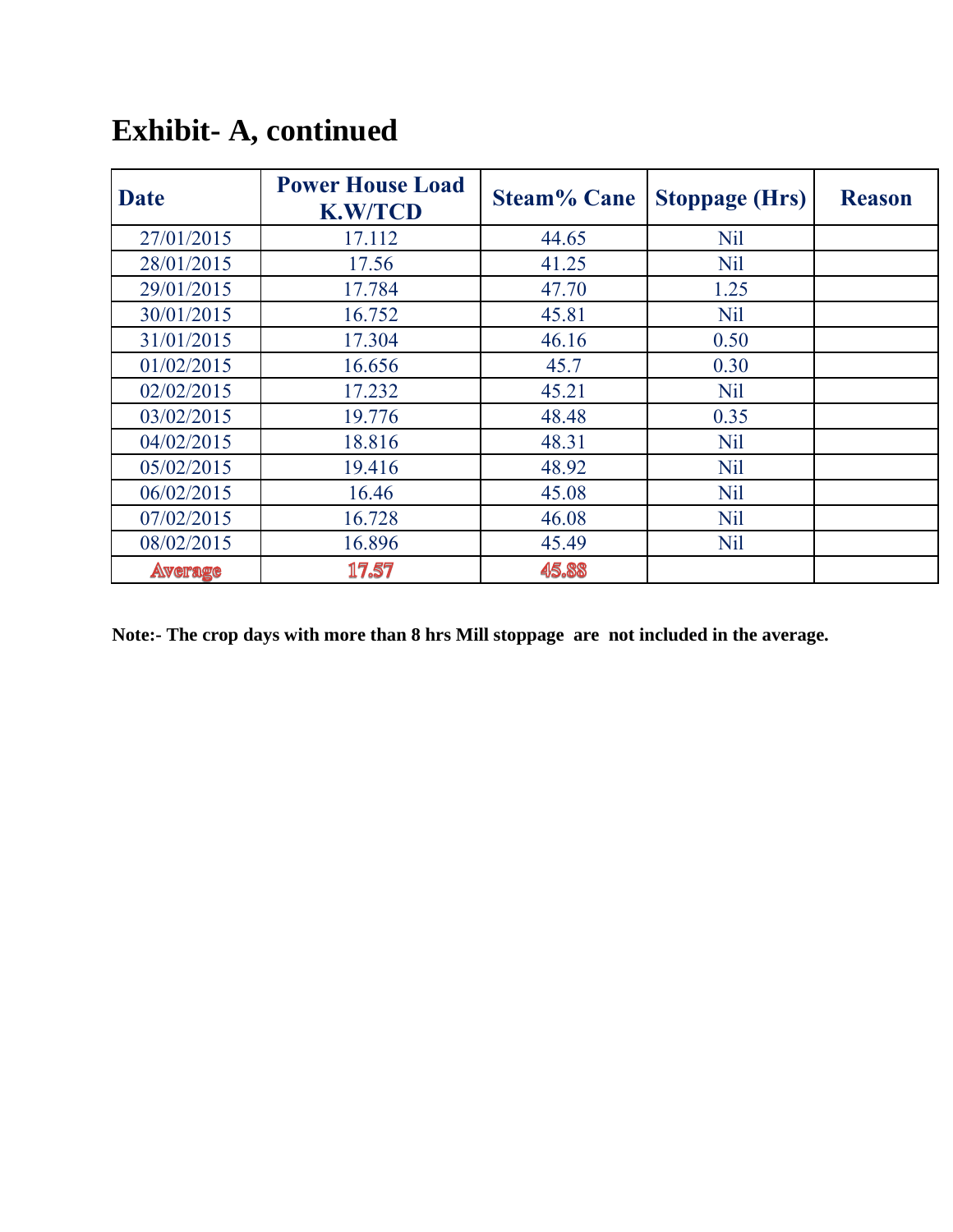# Exhibit- A, continued

| Date | Power House Load K.W/TCD | Steam% Cane | Stoppage (Hrs) | Reason |
|---|---|---|---|---|
| 27/01/2015 | 17.112 | 44.65 | Nil | |
| 28/01/2015 | 17.56 | 41.25 | Nil | |
| 29/01/2015 | 17.784 | 47.70 | 1.25 | |
| 30/01/2015 | 16.752 | 45.81 | Nil | |
| 31/01/2015 | 17.304 | 46.16 | 0.50 | |
| 01/02/2015 | 16.656 | 45.7 | 0.30 | |
| 02/02/2015 | 17.232 | 45.21 | Nil | |
| 03/02/2015 | 19.776 | 48.48 | 0.35 | |
| 04/02/2015 | 18.816 | 48.31 | Nil | |
| 05/02/2015 | 19.416 | 48.92 | Nil | |
| 06/02/2015 | 16.46 | 45.08 | Nil | |
| 07/02/2015 | 16.728 | 46.08 | Nil | |
| 08/02/2015 | 16.896 | 45.49 | Nil | |
| Average | 17.57 | 45.88 | | |

**Note:- The crop days with more than 8 hrs Mill stoppage are not included in the average.**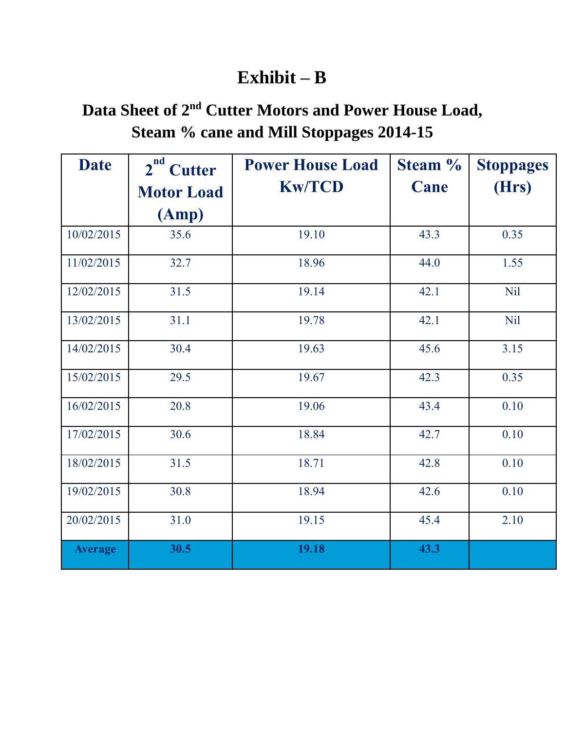# Exhibit – B

## Data Sheet of 2nd Cutter Motors and Power House Load, Steam % cane and Mill Stoppages 2014-15

| Date | 2nd Cutter Motor Load (Amp) | Power House Load Kw/TCD | Steam % Cane | Stoppages (Hrs) |
|---|---|---|---|---|
| 10/02/2015 | 35.6 | 19.10 | 43.3 | 0.35 |
| 11/02/2015 | 32.7 | 18.96 | 44.0 | 1.55 |
| 12/02/2015 | 31.5 | 19.14 | 42.1 | Nil |
| 13/02/2015 | 31.1 | 19.78 | 42.1 | Nil |
| 14/02/2015 | 30.4 | 19.63 | 45.6 | 3.15 |
| 15/02/2015 | 29.5 | 19.67 | 42.3 | 0.35 |
| 16/02/2015 | 20.8 | 19.06 | 43.4 | 0.10 |
| 17/02/2015 | 30.6 | 18.84 | 42.7 | 0.10 |
| 18/02/2015 | 31.5 | 18.71 | 42.8 | 0.10 |
| 19/02/2015 | 30.8 | 18.94 | 42.6 | 0.10 |
| 20/02/2015 | 31.0 | 19.15 | 45.4 | 2.10 |
| **Average** | **30.5** | **19.18** | **43.3** | |